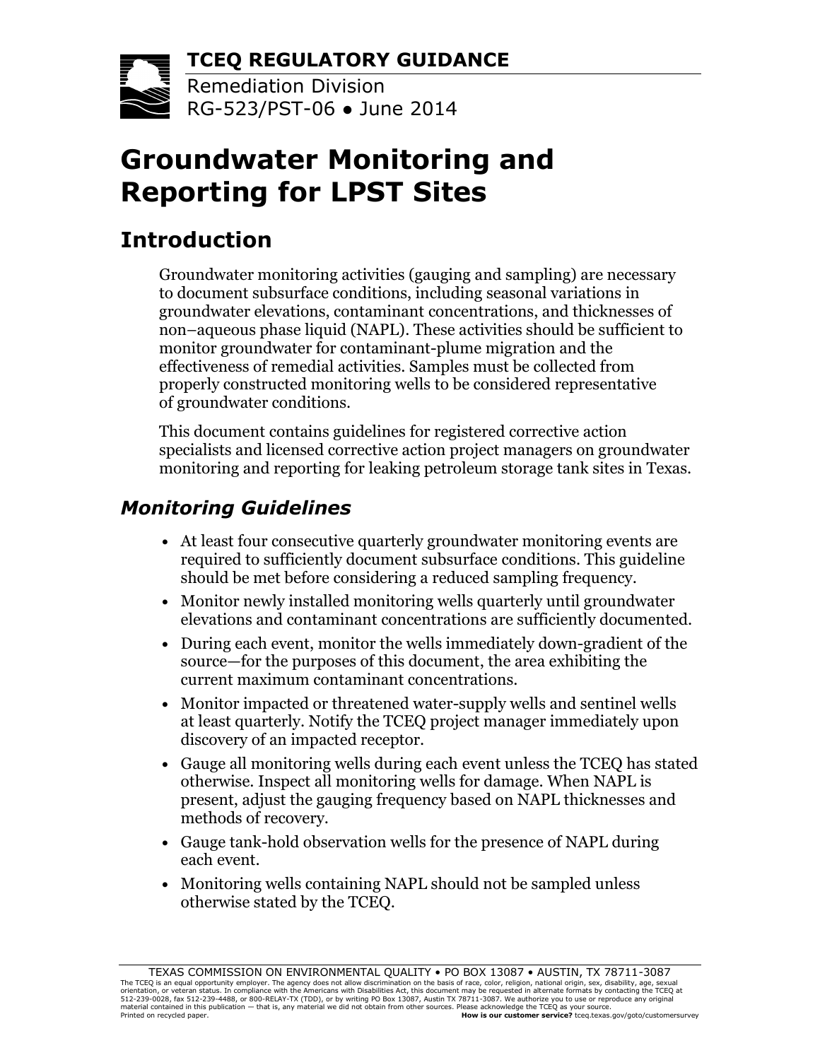**TCEQ REGULATORY GUIDANCE**

Remediation Division
RG-523/PST-06 ● June 2014

# Groundwater Monitoring and Reporting for LPST Sites

## Introduction

Groundwater monitoring activities (gauging and sampling) are necessary to document subsurface conditions, including seasonal variations in groundwater elevations, contaminant concentrations, and thicknesses of non–aqueous phase liquid (NAPL). These activities should be sufficient to monitor groundwater for contaminant-plume migration and the effectiveness of remedial activities. Samples must be collected from properly constructed monitoring wells to be considered representative of groundwater conditions.

This document contains guidelines for registered corrective action specialists and licensed corrective action project managers on groundwater monitoring and reporting for leaking petroleum storage tank sites in Texas.

### *Monitoring Guidelines*

- At least four consecutive quarterly groundwater monitoring events are required to sufficiently document subsurface conditions. This guideline should be met before considering a reduced sampling frequency.
- Monitor newly installed monitoring wells quarterly until groundwater elevations and contaminant concentrations are sufficiently documented.
- During each event, monitor the wells immediately down-gradient of the source—for the purposes of this document, the area exhibiting the current maximum contaminant concentrations.
- Monitor impacted or threatened water-supply wells and sentinel wells at least quarterly. Notify the TCEQ project manager immediately upon discovery of an impacted receptor.
- Gauge all monitoring wells during each event unless the TCEQ has stated otherwise. Inspect all monitoring wells for damage. When NAPL is present, adjust the gauging frequency based on NAPL thicknesses and methods of recovery.
- Gauge tank-hold observation wells for the presence of NAPL during each event.
- Monitoring wells containing NAPL should not be sampled unless otherwise stated by the TCEQ.

TEXAS COMMISSION ON ENVIRONMENTAL QUALITY • PO BOX 13087 • AUSTIN, TX 78711-3087
The TCEQ is an equal opportunity employer. The agency does not allow discrimination on the basis of race, color, religion, national origin, sex, disability, age, sexual orientation, or veteran status. In compliance with the Americans with Disabilities Act, this document may be requested in alternate formats by contacting the TCEQ at 512-239-0028, fax 512-239-4488, or 800-RELAY-TX (TDD), or by writing PO Box 13087, Austin TX 78711-3087. We authorize you to use or reproduce any original material contained in this publication — that is, any material we did not obtain from other sources. Please acknowledge the TCEQ as your source.
Printed on recycled paper. **How is our customer service?** tceq.texas.gov/goto/customersurvey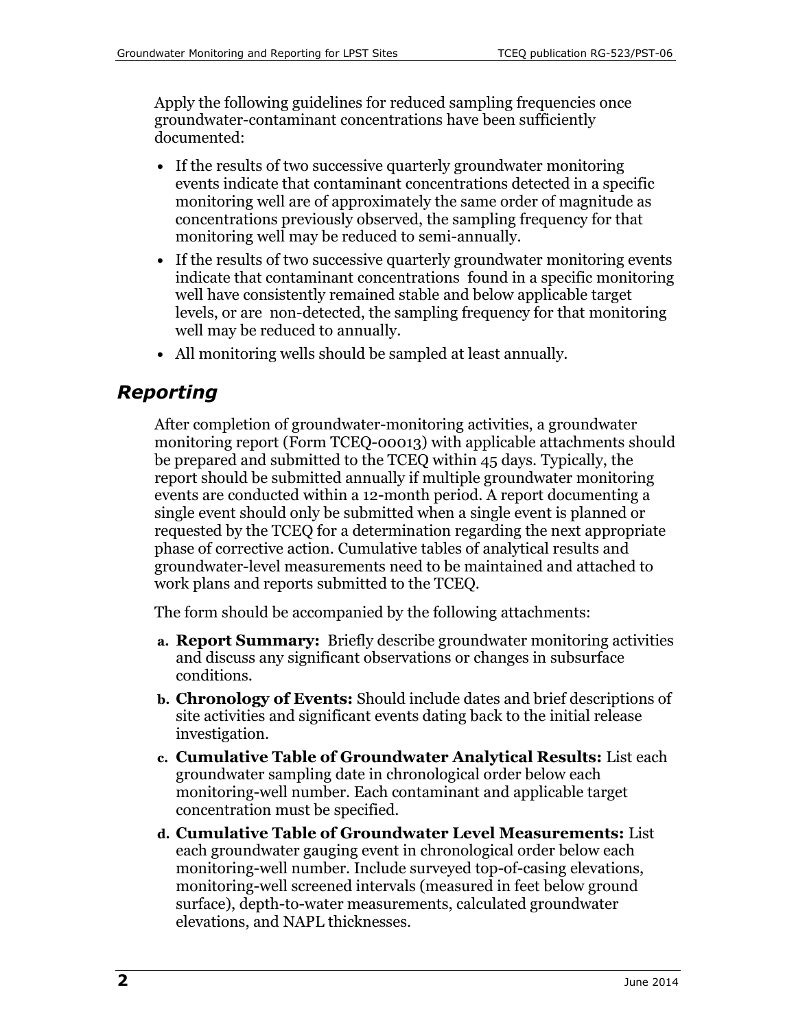Apply the following guidelines for reduced sampling frequencies once groundwater-contaminant concentrations have been sufficiently documented:

- If the results of two successive quarterly groundwater monitoring events indicate that contaminant concentrations detected in a specific monitoring well are of approximately the same order of magnitude as concentrations previously observed, the sampling frequency for that monitoring well may be reduced to semi-annually.
- If the results of two successive quarterly groundwater monitoring events indicate that contaminant concentrations found in a specific monitoring well have consistently remained stable and below applicable target levels, or are non-detected, the sampling frequency for that monitoring well may be reduced to annually.
- All monitoring wells should be sampled at least annually.

## *Reporting*

After completion of groundwater-monitoring activities, a groundwater monitoring report (Form TCEQ-00013) with applicable attachments should be prepared and submitted to the TCEQ within 45 days. Typically, the report should be submitted annually if multiple groundwater monitoring events are conducted within a 12-month period. A report documenting a single event should only be submitted when a single event is planned or requested by the TCEQ for a determination regarding the next appropriate phase of corrective action. Cumulative tables of analytical results and groundwater-level measurements need to be maintained and attached to work plans and reports submitted to the TCEQ.

The form should be accompanied by the following attachments:

a. **Report Summary:** Briefly describe groundwater monitoring activities and discuss any significant observations or changes in subsurface conditions.

b. **Chronology of Events:** Should include dates and brief descriptions of site activities and significant events dating back to the initial release investigation.

c. **Cumulative Table of Groundwater Analytical Results:** List each groundwater sampling date in chronological order below each monitoring-well number. Each contaminant and applicable target concentration must be specified.

d. **Cumulative Table of Groundwater Level Measurements:** List each groundwater gauging event in chronological order below each monitoring-well number. Include surveyed top-of-casing elevations, monitoring-well screened intervals (measured in feet below ground surface), depth-to-water measurements, calculated groundwater elevations, and NAPL thicknesses.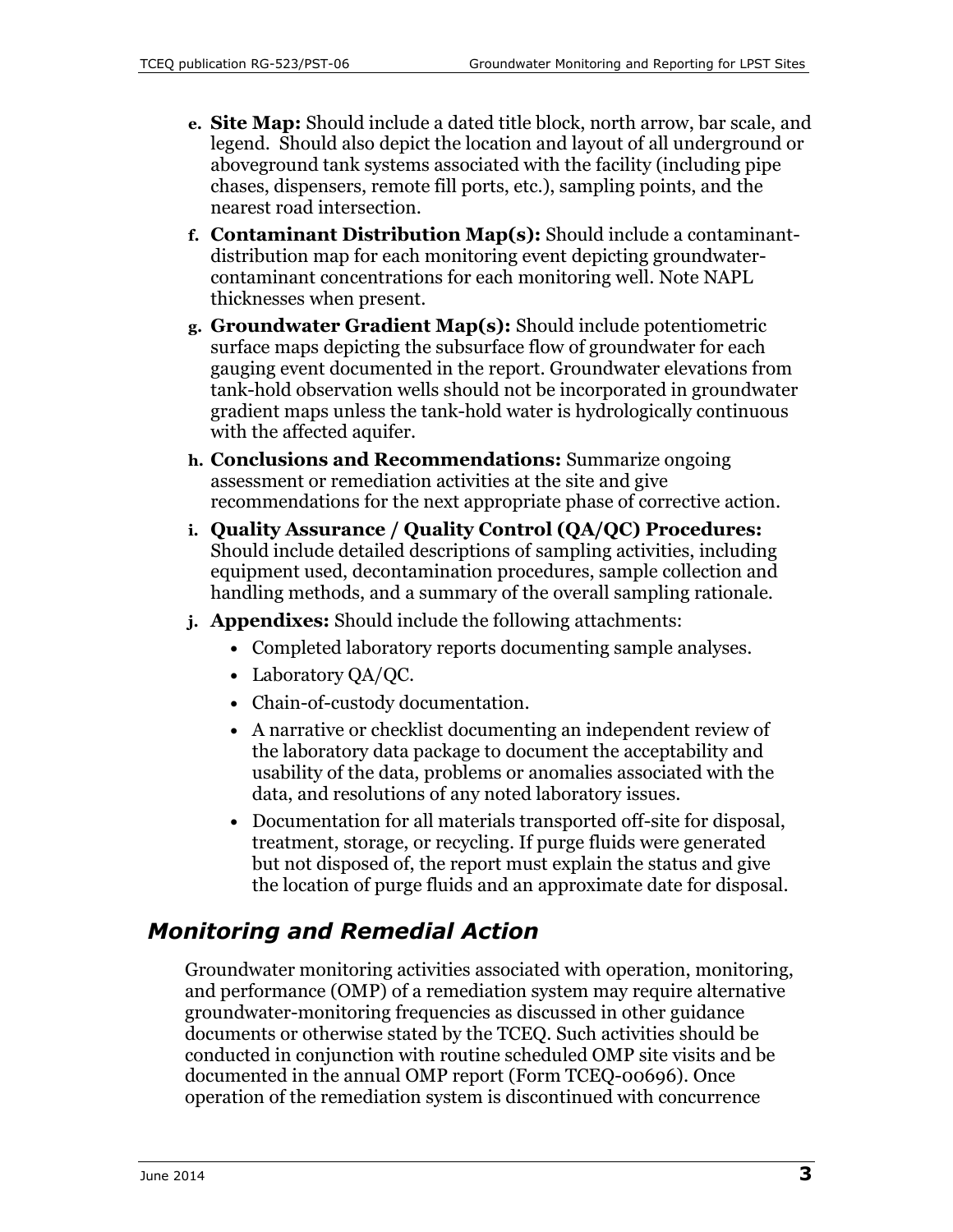- **e. Site Map:** Should include a dated title block, north arrow, bar scale, and legend. Should also depict the location and layout of all underground or aboveground tank systems associated with the facility (including pipe chases, dispensers, remote fill ports, etc.), sampling points, and the nearest road intersection.
- **f. Contaminant Distribution Map(s):** Should include a contaminant-distribution map for each monitoring event depicting groundwater-contaminant concentrations for each monitoring well. Note NAPL thicknesses when present.
- **g. Groundwater Gradient Map(s):** Should include potentiometric surface maps depicting the subsurface flow of groundwater for each gauging event documented in the report. Groundwater elevations from tank-hold observation wells should not be incorporated in groundwater gradient maps unless the tank-hold water is hydrologically continuous with the affected aquifer.
- **h. Conclusions and Recommendations:** Summarize ongoing assessment or remediation activities at the site and give recommendations for the next appropriate phase of corrective action.
- **i. Quality Assurance / Quality Control (QA/QC) Procedures:** Should include detailed descriptions of sampling activities, including equipment used, decontamination procedures, sample collection and handling methods, and a summary of the overall sampling rationale.
- **j. Appendixes:** Should include the following attachments:
  - Completed laboratory reports documenting sample analyses.
  - Laboratory QA/QC.
  - Chain-of-custody documentation.
  - A narrative or checklist documenting an independent review of the laboratory data package to document the acceptability and usability of the data, problems or anomalies associated with the data, and resolutions of any noted laboratory issues.
  - Documentation for all materials transported off-site for disposal, treatment, storage, or recycling. If purge fluids were generated but not disposed of, the report must explain the status and give the location of purge fluids and an approximate date for disposal.

## *Monitoring and Remedial Action*

Groundwater monitoring activities associated with operation, monitoring, and performance (OMP) of a remediation system may require alternative groundwater-monitoring frequencies as discussed in other guidance documents or otherwise stated by the TCEQ. Such activities should be conducted in conjunction with routine scheduled OMP site visits and be documented in the annual OMP report (Form TCEQ-00696). Once operation of the remediation system is discontinued with concurrence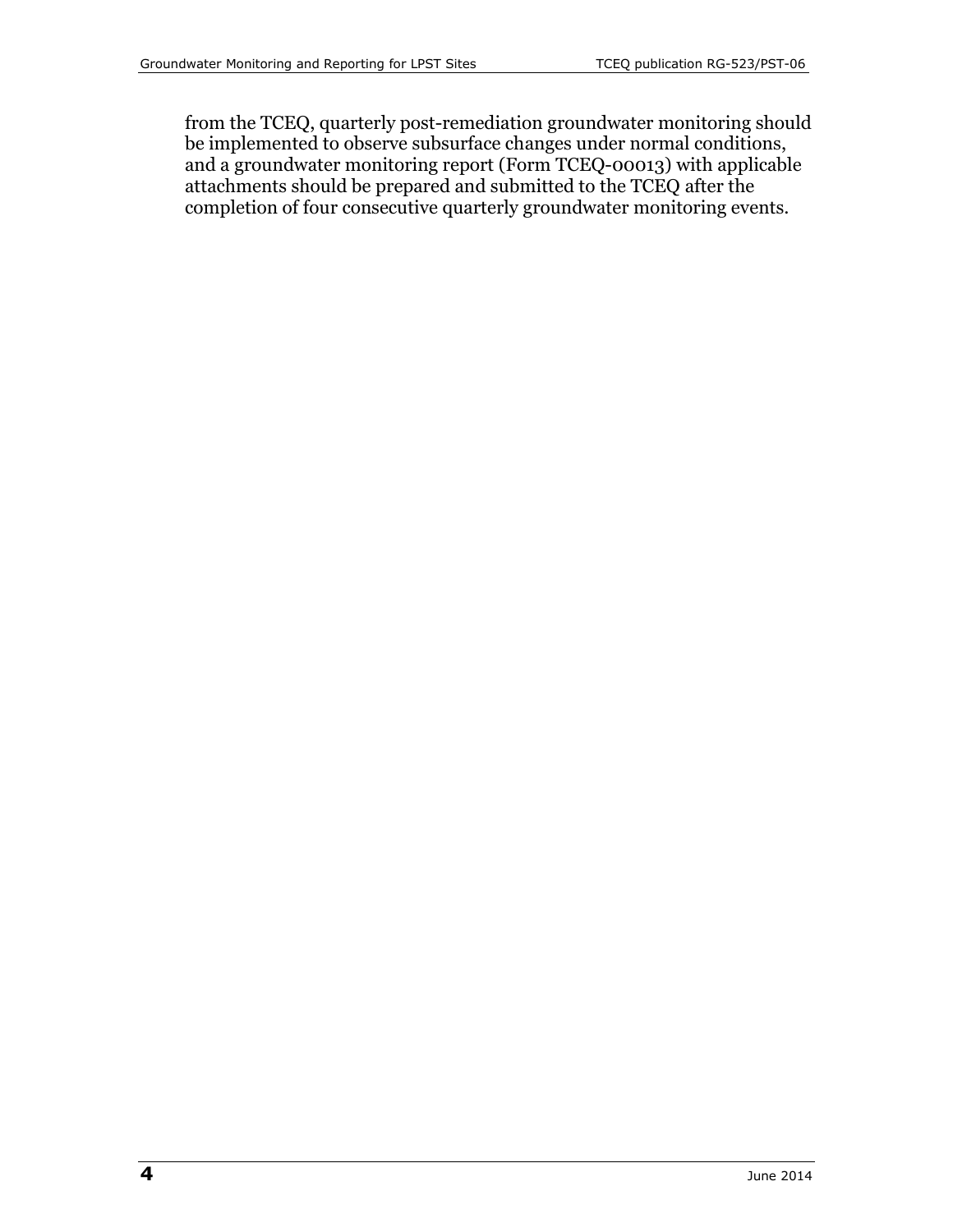from the TCEQ, quarterly post-remediation groundwater monitoring should be implemented to observe subsurface changes under normal conditions, and a groundwater monitoring report (Form TCEQ-00013) with applicable attachments should be prepared and submitted to the TCEQ after the completion of four consecutive quarterly groundwater monitoring events.